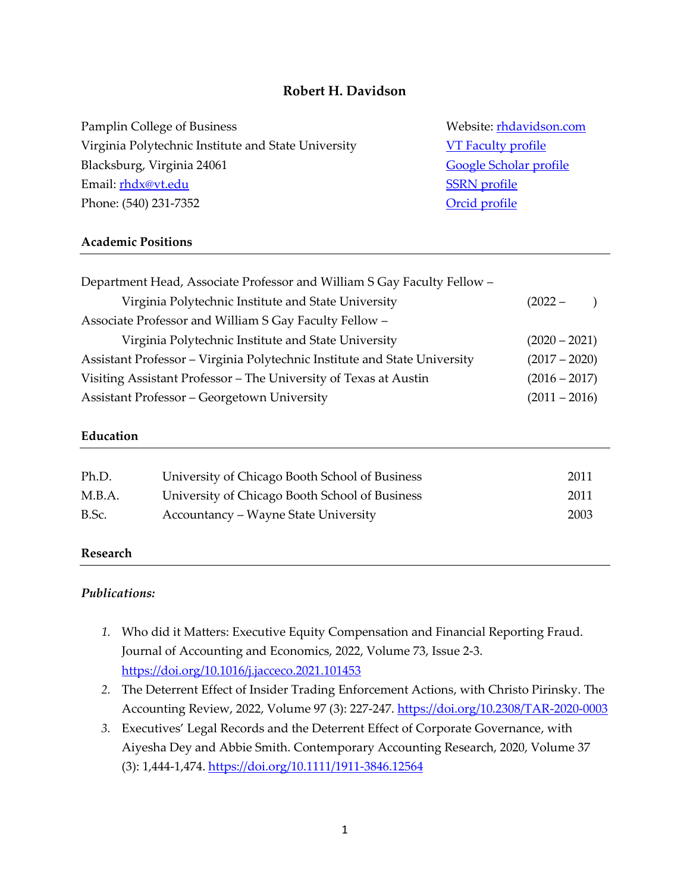# Robert H. Davidson

Pamplin College of Business
Virginia Polytechnic Institute and State University
Blacksburg, Virginia 24061
Email: rhdx@vt.edu
Phone: (540) 231-7352

Website: rhdavidson.com
VT Faculty profile
Google Scholar profile
SSRN profile
Orcid profile

## Academic Positions

| | |
|---|---|
| Department Head, Associate Professor and William S Gay Faculty Fellow – Virginia Polytechnic Institute and State University | (2022 – ) |
| Associate Professor and William S Gay Faculty Fellow – Virginia Polytechnic Institute and State University | (2020 – 2021) |
| Assistant Professor – Virginia Polytechnic Institute and State University | (2017 – 2020) |
| Visiting Assistant Professor – The University of Texas at Austin | (2016 – 2017) |
| Assistant Professor – Georgetown University | (2011 – 2016) |

## Education

| | | |
|---|---|---|
| Ph.D. | University of Chicago Booth School of Business | 2011 |
| M.B.A. | University of Chicago Booth School of Business | 2011 |
| B.Sc. | Accountancy – Wayne State University | 2003 |

## Research

### *Publications:*

1. Who did it Matters: Executive Equity Compensation and Financial Reporting Fraud. Journal of Accounting and Economics, 2022, Volume 73, Issue 2-3. https://doi.org/10.1016/j.jacceco.2021.101453
2. The Deterrent Effect of Insider Trading Enforcement Actions, with Christo Pirinsky. The Accounting Review, 2022, Volume 97 (3): 227-247. https://doi.org/10.2308/TAR-2020-0003
3. Executives' Legal Records and the Deterrent Effect of Corporate Governance, with Aiyesha Dey and Abbie Smith. Contemporary Accounting Research, 2020, Volume 37 (3): 1,444-1,474. https://doi.org/10.1111/1911-3846.12564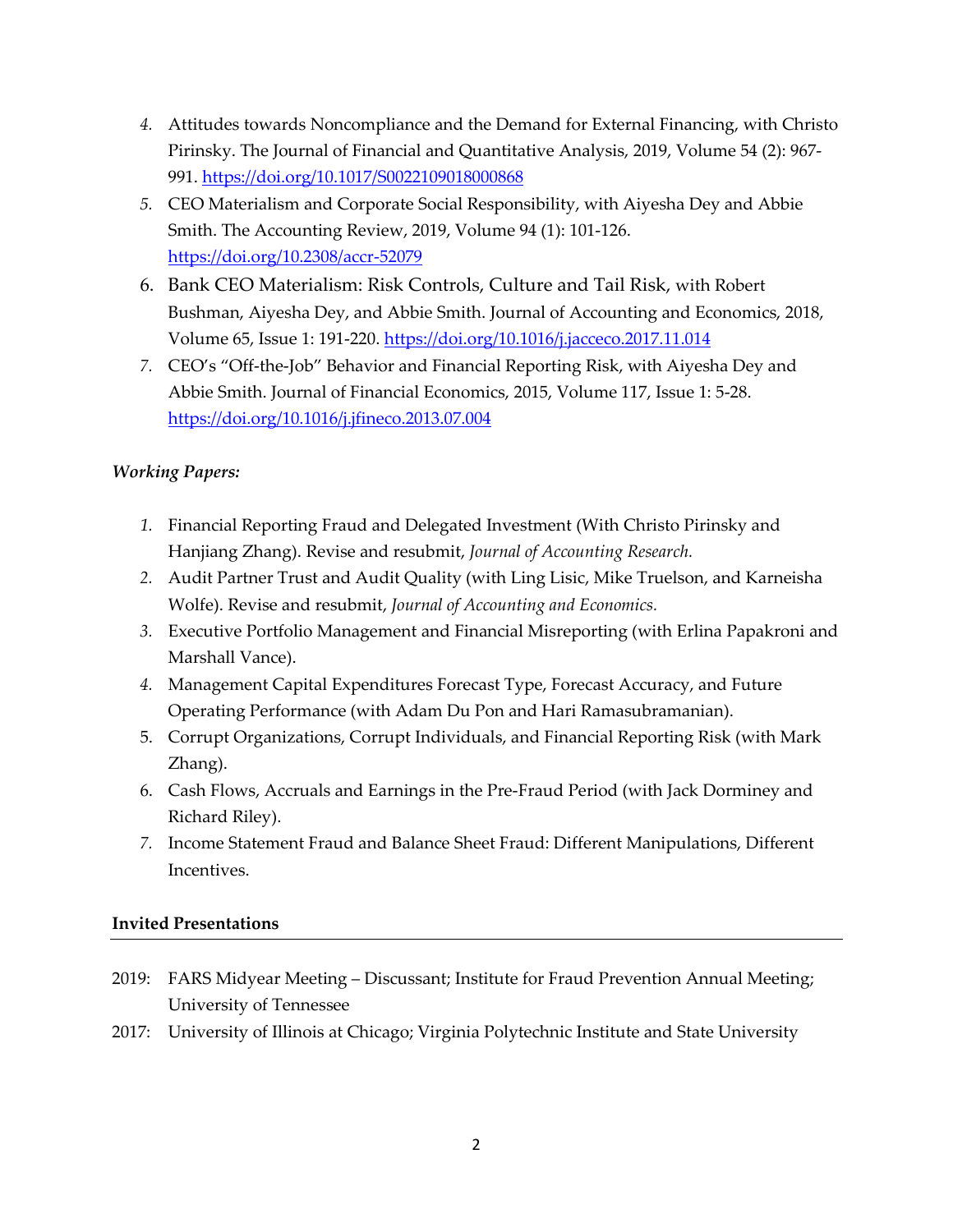4. Attitudes towards Noncompliance and the Demand for External Financing, with Christo Pirinsky. The Journal of Financial and Quantitative Analysis, 2019, Volume 54 (2): 967-991. https://doi.org/10.1017/S0022109018000868
5. CEO Materialism and Corporate Social Responsibility, with Aiyesha Dey and Abbie Smith. The Accounting Review, 2019, Volume 94 (1): 101-126. https://doi.org/10.2308/accr-52079
6. Bank CEO Materialism: Risk Controls, Culture and Tail Risk, with Robert Bushman, Aiyesha Dey, and Abbie Smith. Journal of Accounting and Economics, 2018, Volume 65, Issue 1: 191-220. https://doi.org/10.1016/j.jacceco.2017.11.014
7. CEO's "Off-the-Job" Behavior and Financial Reporting Risk, with Aiyesha Dey and Abbie Smith. Journal of Financial Economics, 2015, Volume 117, Issue 1: 5-28. https://doi.org/10.1016/j.jfineco.2013.07.004

***Working Papers:***

1. Financial Reporting Fraud and Delegated Investment (With Christo Pirinsky and Hanjiang Zhang). Revise and resubmit, *Journal of Accounting Research.*
2. Audit Partner Trust and Audit Quality (with Ling Lisic, Mike Truelson, and Karneisha Wolfe). Revise and resubmit, *Journal of Accounting and Economics.*
3. Executive Portfolio Management and Financial Misreporting (with Erlina Papakroni and Marshall Vance).
4. Management Capital Expenditures Forecast Type, Forecast Accuracy, and Future Operating Performance (with Adam Du Pon and Hari Ramasubramanian).
5. Corrupt Organizations, Corrupt Individuals, and Financial Reporting Risk (with Mark Zhang).
6. Cash Flows, Accruals and Earnings in the Pre-Fraud Period (with Jack Dorminey and Richard Riley).
7. Income Statement Fraud and Balance Sheet Fraud: Different Manipulations, Different Incentives.

## Invited Presentations

2019: FARS Midyear Meeting – Discussant; Institute for Fraud Prevention Annual Meeting; University of Tennessee

2017: University of Illinois at Chicago; Virginia Polytechnic Institute and State University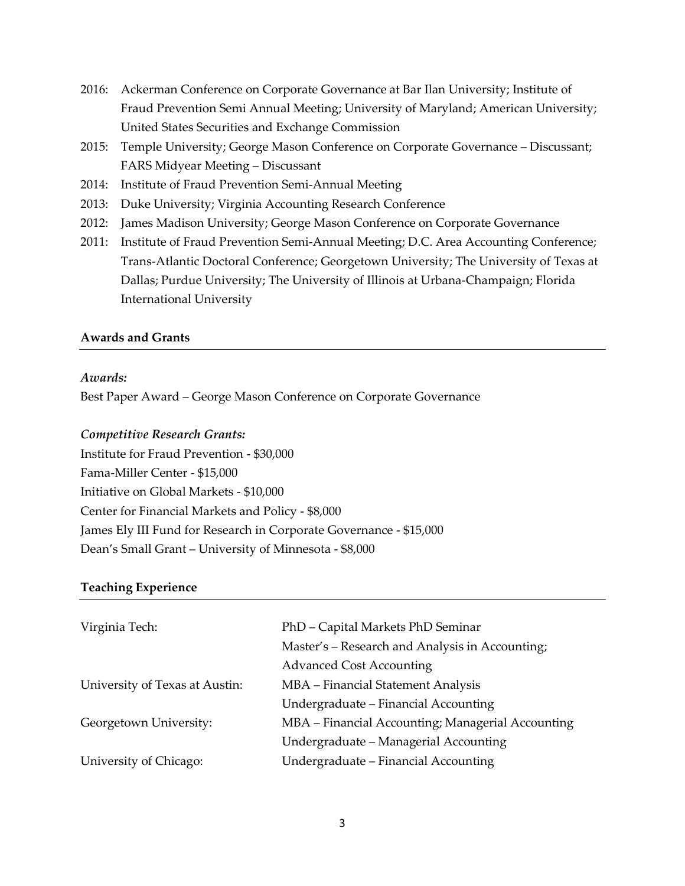2016: Ackerman Conference on Corporate Governance at Bar Ilan University; Institute of Fraud Prevention Semi Annual Meeting; University of Maryland; American University; United States Securities and Exchange Commission

2015: Temple University; George Mason Conference on Corporate Governance – Discussant; FARS Midyear Meeting – Discussant

2014: Institute of Fraud Prevention Semi-Annual Meeting

2013: Duke University; Virginia Accounting Research Conference

2012: James Madison University; George Mason Conference on Corporate Governance

2011: Institute of Fraud Prevention Semi-Annual Meeting; D.C. Area Accounting Conference; Trans-Atlantic Doctoral Conference; Georgetown University; The University of Texas at Dallas; Purdue University; The University of Illinois at Urbana-Champaign; Florida International University

## Awards and Grants

*Awards:*

Best Paper Award – George Mason Conference on Corporate Governance

***Competitive Research Grants:***

Institute for Fraud Prevention - $30,000
Fama-Miller Center - $15,000
Initiative on Global Markets - $10,000
Center for Financial Markets and Policy - $8,000
James Ely III Fund for Research in Corporate Governance - $15,000
Dean's Small Grant – University of Minnesota - $8,000

## Teaching Experience

| | |
|---|---|
| Virginia Tech: | PhD – Capital Markets PhD Seminar |
| | Master's – Research and Analysis in Accounting; Advanced Cost Accounting |
| University of Texas at Austin: | MBA – Financial Statement Analysis |
| | Undergraduate – Financial Accounting |
| Georgetown University: | MBA – Financial Accounting; Managerial Accounting |
| | Undergraduate – Managerial Accounting |
| University of Chicago: | Undergraduate – Financial Accounting |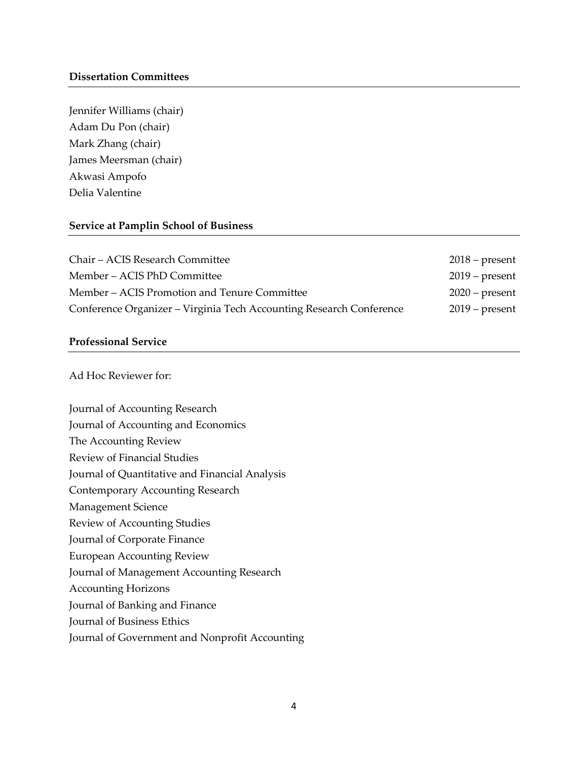### Dissertation Committees

Jennifer Williams (chair)
Adam Du Pon (chair)
Mark Zhang (chair)
James Meersman (chair)
Akwasi Ampofo
Delia Valentine

### Service at Pamplin School of Business

| | |
|---|---|
| Chair – ACIS Research Committee | 2018 – present |
| Member – ACIS PhD Committee | 2019 – present |
| Member – ACIS Promotion and Tenure Committee | 2020 – present |
| Conference Organizer – Virginia Tech Accounting Research Conference | 2019 – present |

### Professional Service

Ad Hoc Reviewer for:

Journal of Accounting Research
Journal of Accounting and Economics
The Accounting Review
Review of Financial Studies
Journal of Quantitative and Financial Analysis
Contemporary Accounting Research
Management Science
Review of Accounting Studies
Journal of Corporate Finance
European Accounting Review
Journal of Management Accounting Research
Accounting Horizons
Journal of Banking and Finance
Journal of Business Ethics
Journal of Government and Nonprofit Accounting